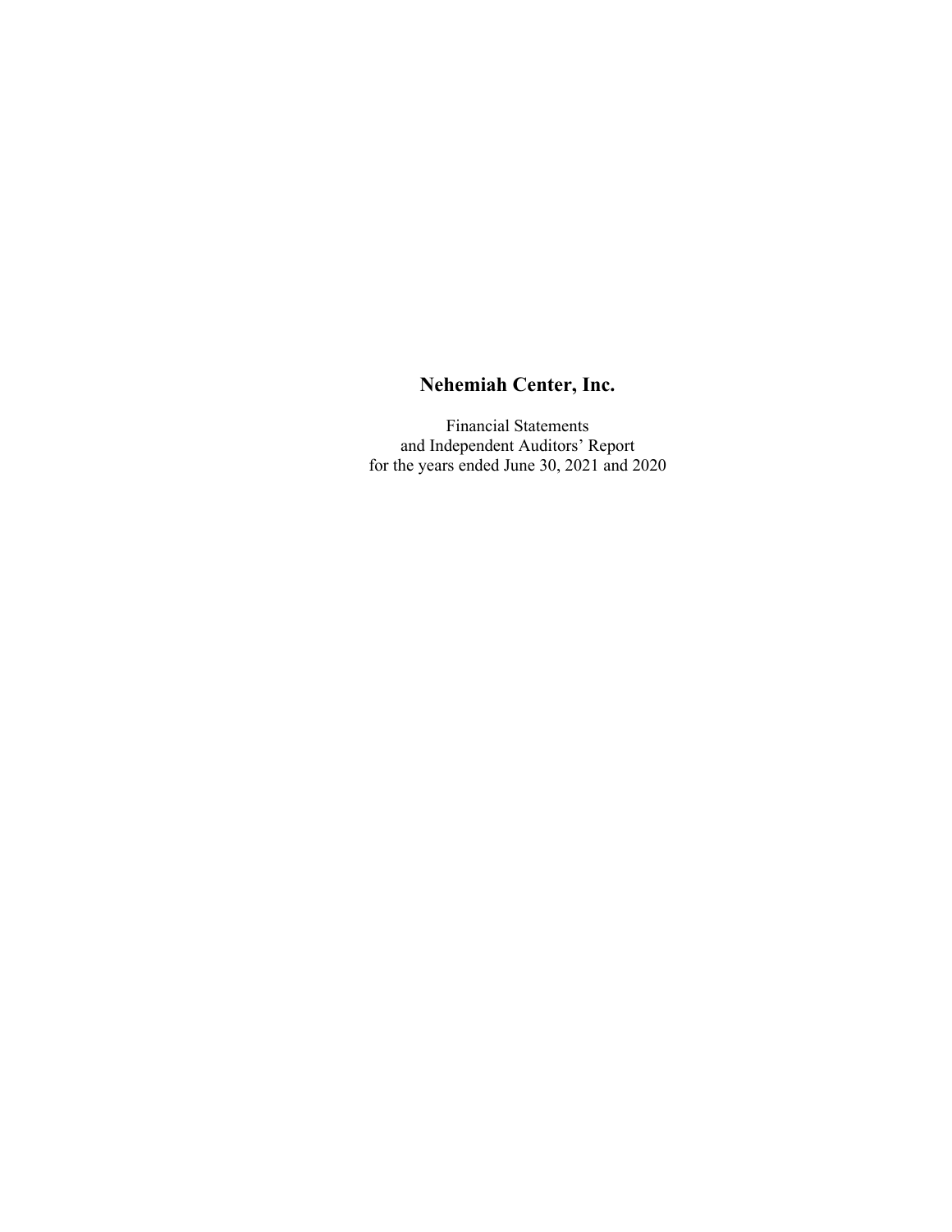# Nehemiah Center, Inc.

Financial Statements
and Independent Auditors' Report
for the years ended June 30, 2021 and 2020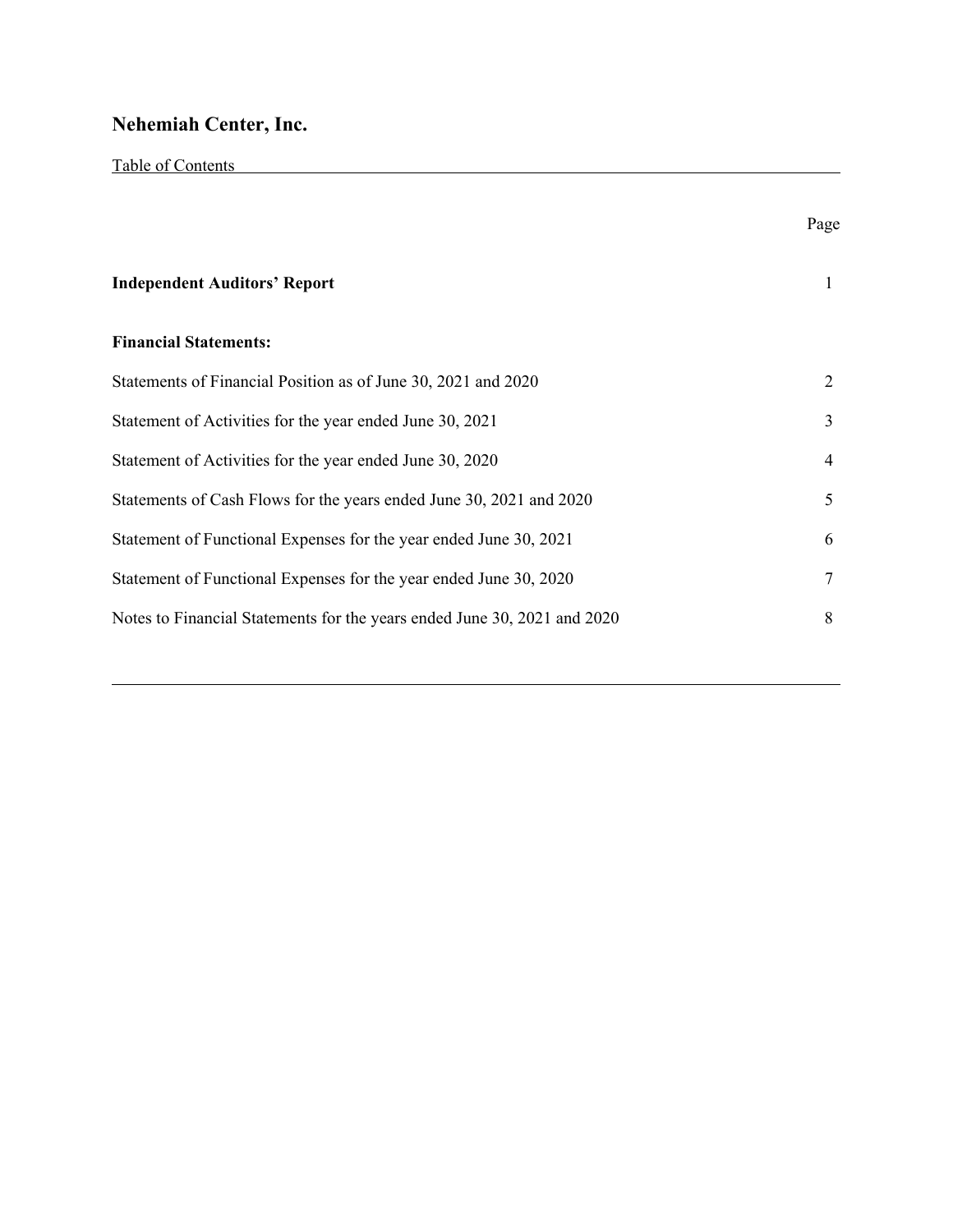# Nehemiah Center, Inc.

Table of Contents

| | Page |
|---|---|
| **Independent Auditors' Report** | 1 |
| **Financial Statements:** | |
| Statements of Financial Position as of June 30, 2021 and 2020 | 2 |
| Statement of Activities for the year ended June 30, 2021 | 3 |
| Statement of Activities for the year ended June 30, 2020 | 4 |
| Statements of Cash Flows for the years ended June 30, 2021 and 2020 | 5 |
| Statement of Functional Expenses for the year ended June 30, 2021 | 6 |
| Statement of Functional Expenses for the year ended June 30, 2020 | 7 |
| Notes to Financial Statements for the years ended June 30, 2021 and 2020 | 8 |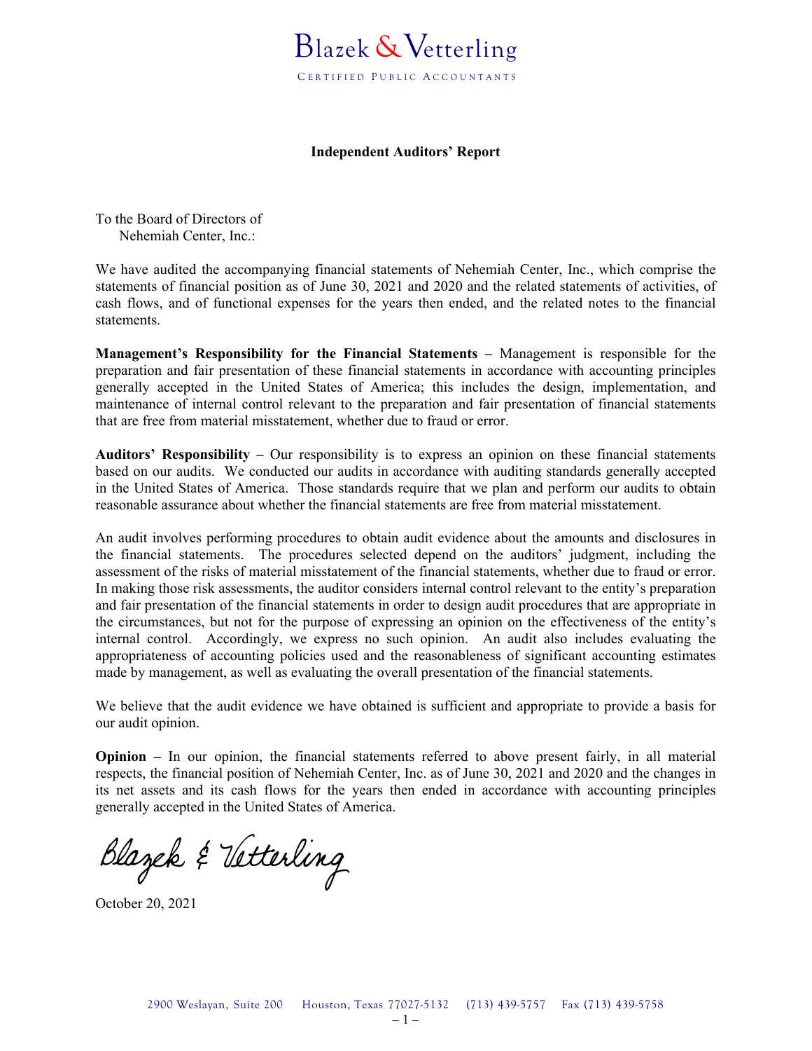Blazek & Vetterling

CERTIFIED PUBLIC ACCOUNTANTS

**Independent Auditors' Report**

To the Board of Directors of
Nehemiah Center, Inc.:

We have audited the accompanying financial statements of Nehemiah Center, Inc., which comprise the statements of financial position as of June 30, 2021 and 2020 and the related statements of activities, of cash flows, and of functional expenses for the years then ended, and the related notes to the financial statements.

**Management's Responsibility for the Financial Statements –** Management is responsible for the preparation and fair presentation of these financial statements in accordance with accounting principles generally accepted in the United States of America; this includes the design, implementation, and maintenance of internal control relevant to the preparation and fair presentation of financial statements that are free from material misstatement, whether due to fraud or error.

**Auditors' Responsibility –** Our responsibility is to express an opinion on these financial statements based on our audits. We conducted our audits in accordance with auditing standards generally accepted in the United States of America. Those standards require that we plan and perform our audits to obtain reasonable assurance about whether the financial statements are free from material misstatement.

An audit involves performing procedures to obtain audit evidence about the amounts and disclosures in the financial statements. The procedures selected depend on the auditors' judgment, including the assessment of the risks of material misstatement of the financial statements, whether due to fraud or error. In making those risk assessments, the auditor considers internal control relevant to the entity's preparation and fair presentation of the financial statements in order to design audit procedures that are appropriate in the circumstances, but not for the purpose of expressing an opinion on the effectiveness of the entity's internal control. Accordingly, we express no such opinion. An audit also includes evaluating the appropriateness of accounting policies used and the reasonableness of significant accounting estimates made by management, as well as evaluating the overall presentation of the financial statements.

We believe that the audit evidence we have obtained is sufficient and appropriate to provide a basis for our audit opinion.

**Opinion –** In our opinion, the financial statements referred to above present fairly, in all material respects, the financial position of Nehemiah Center, Inc. as of June 30, 2021 and 2020 and the changes in its net assets and its cash flows for the years then ended in accordance with accounting principles generally accepted in the United States of America.

Blazek & Vetterling

October 20, 2021

2900 Weslayan, Suite 200 Houston, Texas 77027-5132 (713) 439-5757 Fax (713) 439-5758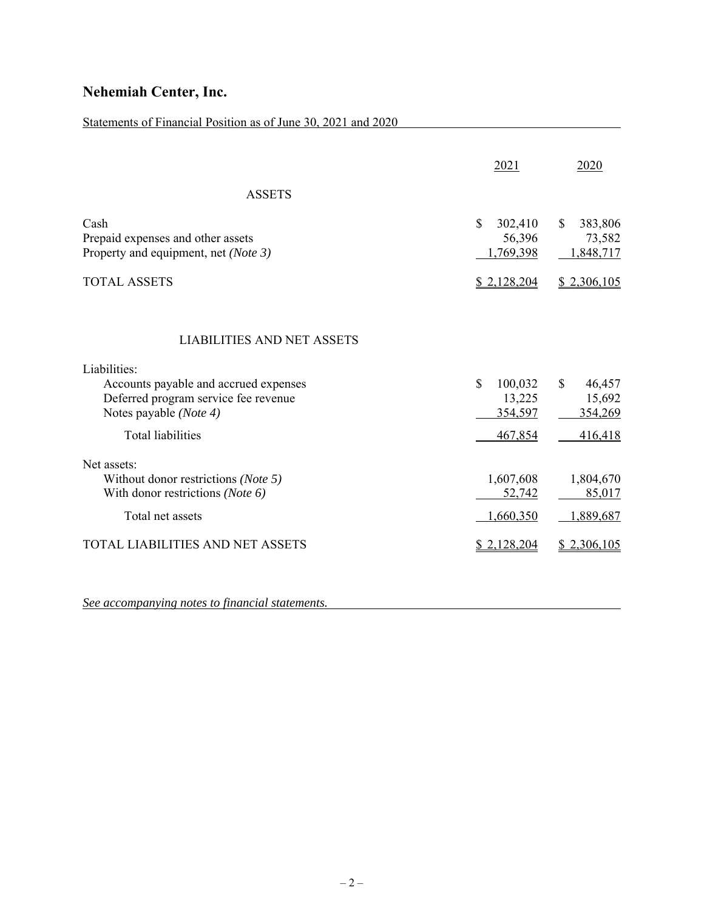# Nehemiah Center, Inc.

Statements of Financial Position as of June 30, 2021 and 2020

| | 2021 | 2020 |
|---|---|---|
| **ASSETS** | | |
| Cash | $ 302,410 | $ 383,806 |
| Prepaid expenses and other assets | 56,396 | 73,582 |
| Property and equipment, net *(Note 3)* | 1,769,398 | 1,848,717 |
| TOTAL ASSETS | $ 2,128,204 | $ 2,306,105 |
| **LIABILITIES AND NET ASSETS** | | |
| Liabilities: | | |
| Accounts payable and accrued expenses | $ 100,032 | $ 46,457 |
| Deferred program service fee revenue | 13,225 | 15,692 |
| Notes payable *(Note 4)* | 354,597 | 354,269 |
| Total liabilities | 467,854 | 416,418 |
| Net assets: | | |
| Without donor restrictions *(Note 5)* | 1,607,608 | 1,804,670 |
| With donor restrictions *(Note 6)* | 52,742 | 85,017 |
| Total net assets | 1,660,350 | 1,889,687 |
| TOTAL LIABILITIES AND NET ASSETS | $ 2,128,204 | $ 2,306,105 |

*See accompanying notes to financial statements.*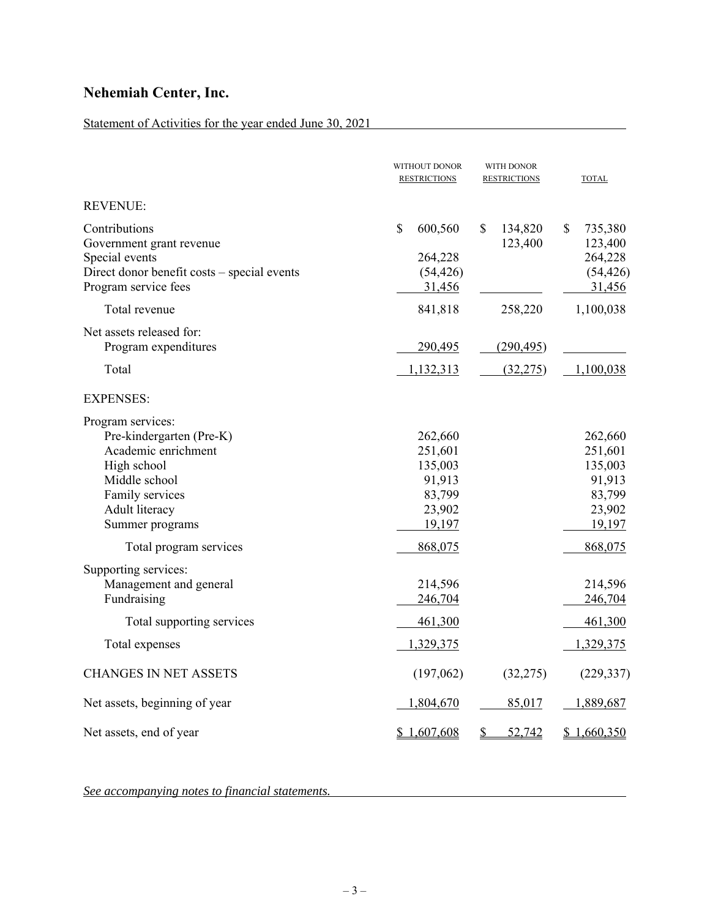# Nehemiah Center, Inc.

Statement of Activities for the year ended June 30, 2021

| | WITHOUT DONOR RESTRICTIONS | WITH DONOR RESTRICTIONS | TOTAL |
|---|---|---|---|
| REVENUE: | | | |
| Contributions | $ 600,560 | $ 134,820 | $ 735,380 |
| Government grant revenue | | 123,400 | 123,400 |
| Special events | 264,228 | | 264,228 |
| Direct donor benefit costs – special events | (54,426) | | (54,426) |
| Program service fees | 31,456 | | 31,456 |
| Total revenue | 841,818 | 258,220 | 1,100,038 |
| Net assets released for: | | | |
| Program expenditures | 290,495 | (290,495) | |
| Total | 1,132,313 | (32,275) | 1,100,038 |
| EXPENSES: | | | |
| Program services: | | | |
| Pre-kindergarten (Pre-K) | 262,660 | | 262,660 |
| Academic enrichment | 251,601 | | 251,601 |
| High school | 135,003 | | 135,003 |
| Middle school | 91,913 | | 91,913 |
| Family services | 83,799 | | 83,799 |
| Adult literacy | 23,902 | | 23,902 |
| Summer programs | 19,197 | | 19,197 |
| Total program services | 868,075 | | 868,075 |
| Supporting services: | | | |
| Management and general | 214,596 | | 214,596 |
| Fundraising | 246,704 | | 246,704 |
| Total supporting services | 461,300 | | 461,300 |
| Total expenses | 1,329,375 | | 1,329,375 |
| CHANGES IN NET ASSETS | (197,062) | (32,275) | (229,337) |
| Net assets, beginning of year | 1,804,670 | 85,017 | 1,889,687 |
| Net assets, end of year | $ 1,607,608 | $ 52,742 | $ 1,660,350 |

*See accompanying notes to financial statements.*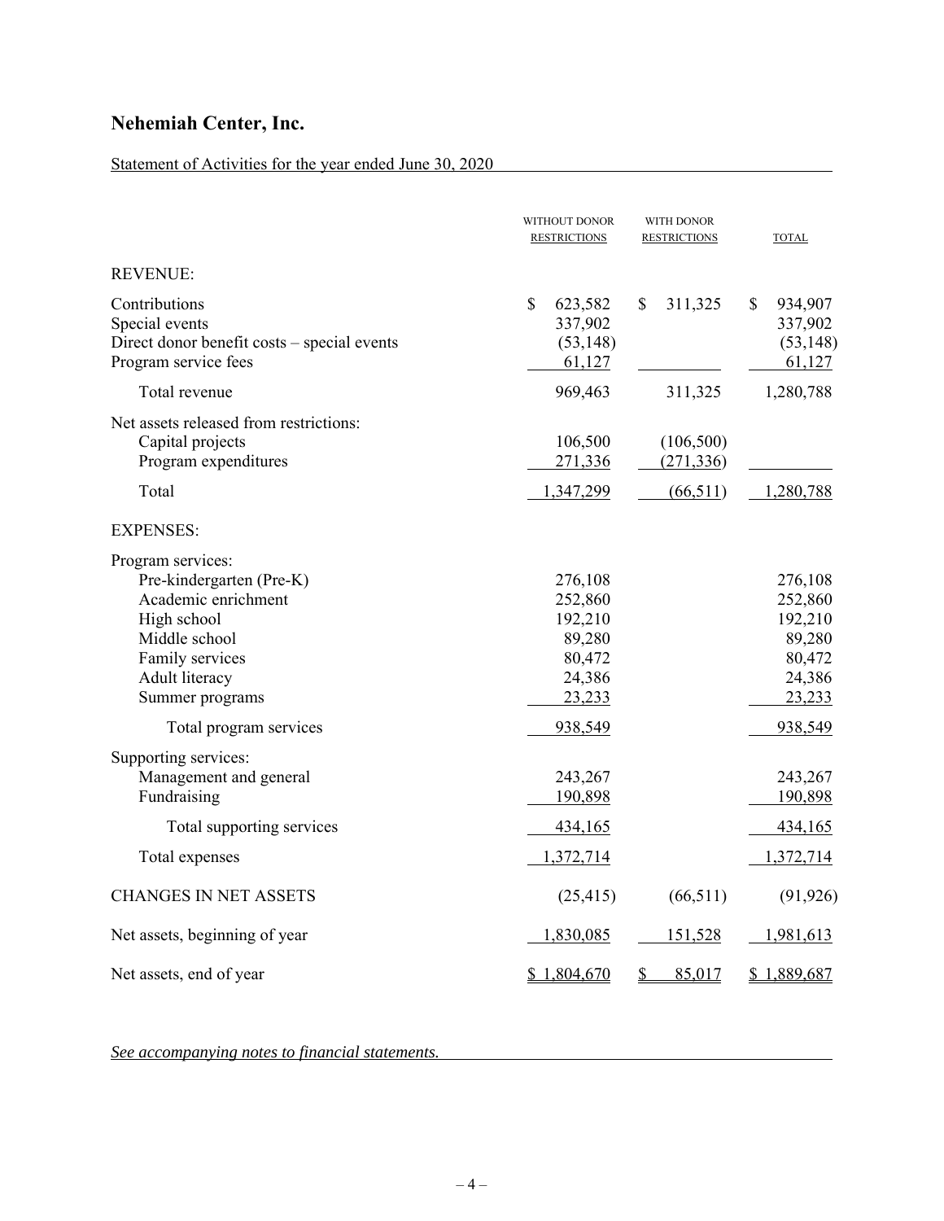# Nehemiah Center, Inc.

Statement of Activities for the year ended June 30, 2020

| | WITHOUT DONOR RESTRICTIONS | WITH DONOR RESTRICTIONS | TOTAL |
|---|---|---|---|
| REVENUE: | | | |
| Contributions | $ 623,582 | $ 311,325 | $ 934,907 |
| Special events | 337,902 | | 337,902 |
| Direct donor benefit costs – special events | (53,148) | | (53,148) |
| Program service fees | 61,127 | | 61,127 |
| Total revenue | 969,463 | 311,325 | 1,280,788 |
| Net assets released from restrictions: | | | |
| Capital projects | 106,500 | (106,500) | |
| Program expenditures | 271,336 | (271,336) | |
| Total | 1,347,299 | (66,511) | 1,280,788 |
| EXPENSES: | | | |
| Program services: | | | |
| Pre-kindergarten (Pre-K) | 276,108 | | 276,108 |
| Academic enrichment | 252,860 | | 252,860 |
| High school | 192,210 | | 192,210 |
| Middle school | 89,280 | | 89,280 |
| Family services | 80,472 | | 80,472 |
| Adult literacy | 24,386 | | 24,386 |
| Summer programs | 23,233 | | 23,233 |
| Total program services | 938,549 | | 938,549 |
| Supporting services: | | | |
| Management and general | 243,267 | | 243,267 |
| Fundraising | 190,898 | | 190,898 |
| Total supporting services | 434,165 | | 434,165 |
| Total expenses | 1,372,714 | | 1,372,714 |
| CHANGES IN NET ASSETS | (25,415) | (66,511) | (91,926) |
| Net assets, beginning of year | 1,830,085 | 151,528 | 1,981,613 |
| Net assets, end of year | $ 1,804,670 | $ 85,017 | $ 1,889,687 |

*See accompanying notes to financial statements.*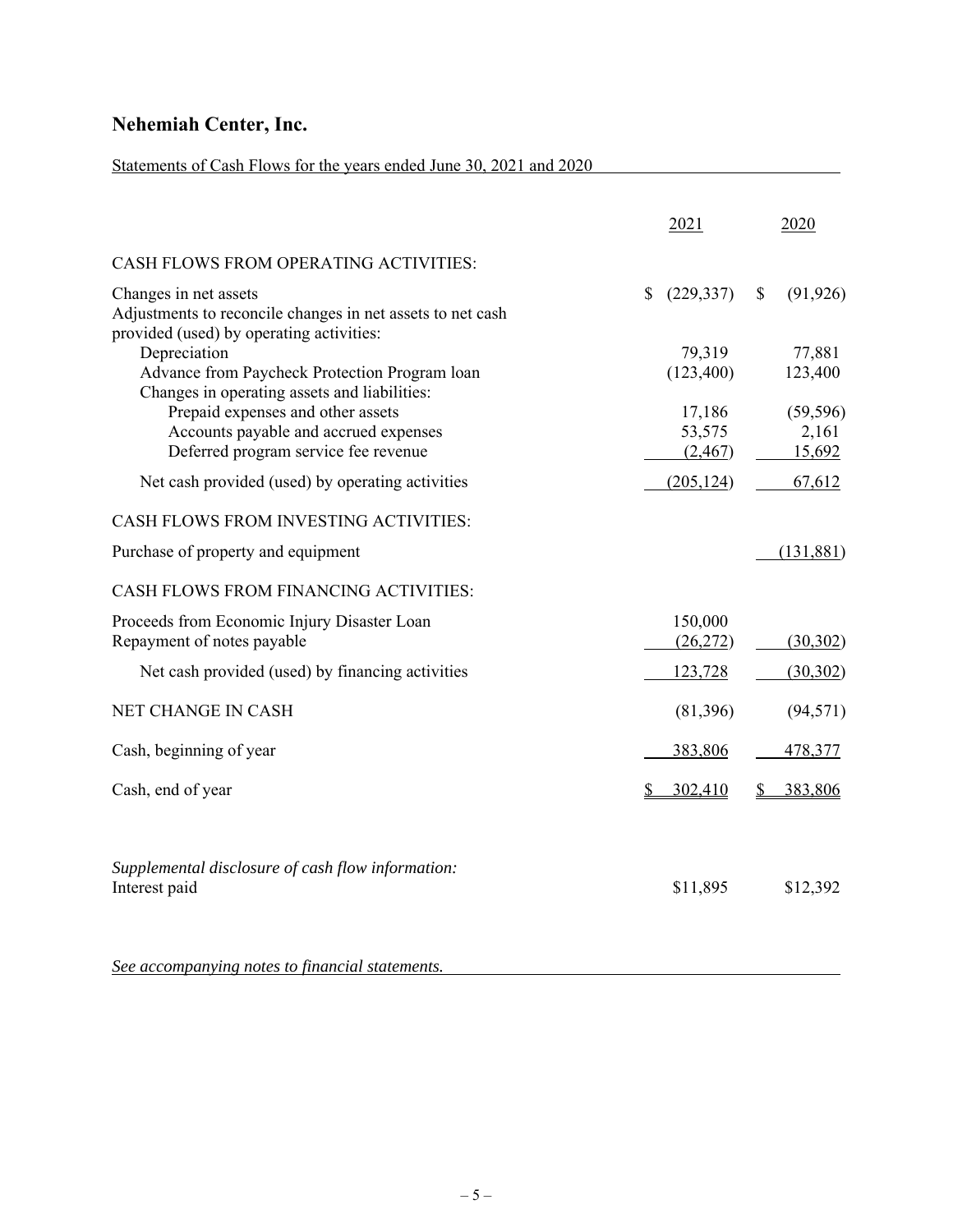# Nehemiah Center, Inc.

Statements of Cash Flows for the years ended June 30, 2021 and 2020

| | 2021 | 2020 |
|---|---|---|
| CASH FLOWS FROM OPERATING ACTIVITIES: | | |
| Changes in net assets | $ (229,337) | $ (91,926) |
| Adjustments to reconcile changes in net assets to net cash provided (used) by operating activities: | | |
| Depreciation | 79,319 | 77,881 |
| Advance from Paycheck Protection Program loan | (123,400) | 123,400 |
| Changes in operating assets and liabilities: | | |
| Prepaid expenses and other assets | 17,186 | (59,596) |
| Accounts payable and accrued expenses | 53,575 | 2,161 |
| Deferred program service fee revenue | (2,467) | 15,692 |
| Net cash provided (used) by operating activities | (205,124) | 67,612 |
| CASH FLOWS FROM INVESTING ACTIVITIES: | | |
| Purchase of property and equipment | | (131,881) |
| CASH FLOWS FROM FINANCING ACTIVITIES: | | |
| Proceeds from Economic Injury Disaster Loan | 150,000 | |
| Repayment of notes payable | (26,272) | (30,302) |
| Net cash provided (used) by financing activities | 123,728 | (30,302) |
| NET CHANGE IN CASH | (81,396) | (94,571) |
| Cash, beginning of year | 383,806 | 478,377 |
| Cash, end of year | $ 302,410 | $ 383,806 |

*Supplemental disclosure of cash flow information:*

| | 2021 | 2020 |
|---|---|---|
| Interest paid | $11,895 | $12,392 |

*See accompanying notes to financial statements.*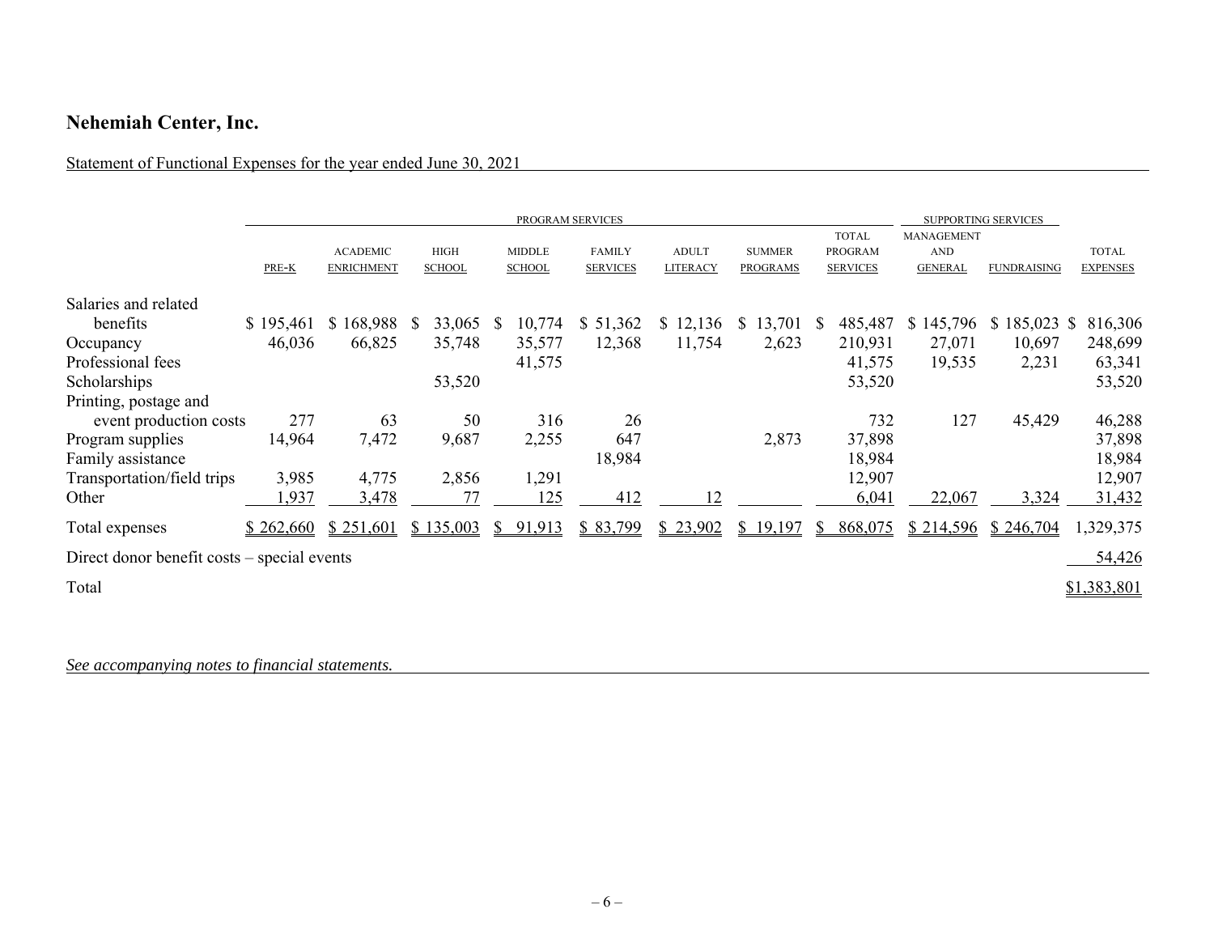# Nehemiah Center, Inc.

Statement of Functional Expenses for the year ended June 30, 2021

| | PROGRAM SERVICES | | | | | | | | SUPPORTING SERVICES | | |
|---|---|---|---|---|---|---|---|---|---|---|---|
| | PRE-K | ACADEMIC ENRICHMENT | HIGH SCHOOL | MIDDLE SCHOOL | FAMILY SERVICES | ADULT LITERACY | SUMMER PROGRAMS | TOTAL PROGRAM SERVICES | MANAGEMENT AND GENERAL | FUNDRAISING | TOTAL EXPENSES |
| Salaries and related benefits | $ 195,461 | $ 168,988 | $ 33,065 | $ 10,774 | $ 51,362 | $ 12,136 | $ 13,701 | $ 485,487 | $ 145,796 | $ 185,023 | $ 816,306 |
| Occupancy | 46,036 | 66,825 | 35,748 | 35,577 | 12,368 | 11,754 | 2,623 | 210,931 | 27,071 | 10,697 | 248,699 |
| Professional fees | | | | 41,575 | | | | 41,575 | 19,535 | 2,231 | 63,341 |
| Scholarships | | | 53,520 | | | | | 53,520 | | | 53,520 |
| Printing, postage and event production costs | 277 | 63 | 50 | 316 | 26 | | | 732 | 127 | 45,429 | 46,288 |
| Program supplies | 14,964 | 7,472 | 9,687 | 2,255 | 647 | | 2,873 | 37,898 | | | 37,898 |
| Family assistance | | | | | 18,984 | | | 18,984 | | | 18,984 |
| Transportation/field trips | 3,985 | 4,775 | 2,856 | 1,291 | | | | 12,907 | | | 12,907 |
| Other | 1,937 | 3,478 | 77 | 125 | 412 | 12 | | 6,041 | 22,067 | 3,324 | 31,432 |
| Total expenses | $ 262,660 | $ 251,601 | $ 135,003 | $ 91,913 | $ 83,799 | $ 23,902 | $ 19,197 | $ 868,075 | $ 214,596 | $ 246,704 | 1,329,375 |
| Direct donor benefit costs – special events | | | | | | | | | | | 54,426 |
| Total | | | | | | | | | | | $1,383,801 |

*See accompanying notes to financial statements.*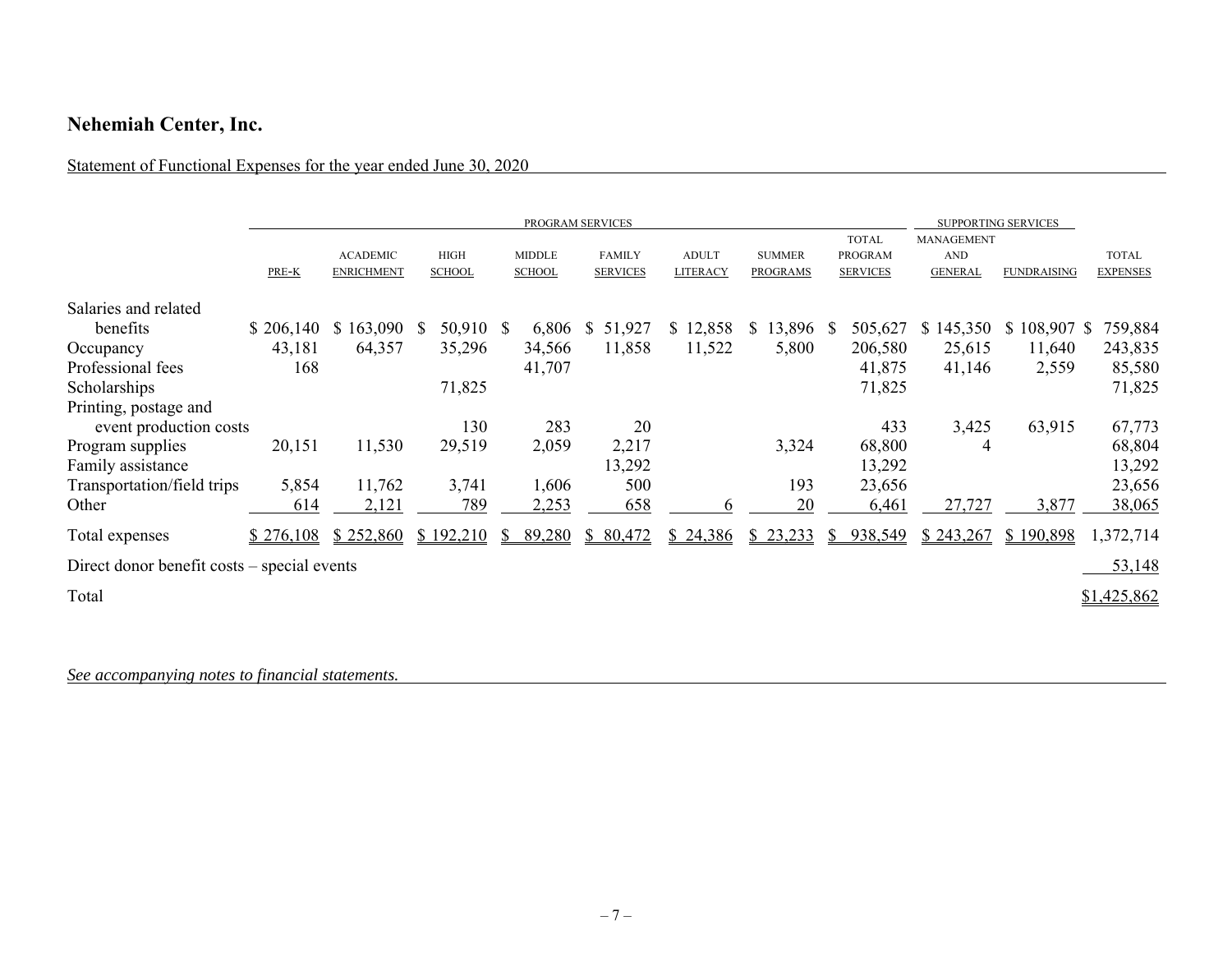## Nehemiah Center, Inc.

Statement of Functional Expenses for the year ended June 30, 2020

| | PROGRAM SERVICES | | | | | | | | SUPPORTING SERVICES | | |
|---|---|---|---|---|---|---|---|---|---|---|---|
| | PRE-K | ACADEMIC ENRICHMENT | HIGH SCHOOL | MIDDLE SCHOOL | FAMILY SERVICES | ADULT LITERACY | SUMMER PROGRAMS | TOTAL PROGRAM SERVICES | MANAGEMENT AND GENERAL | FUNDRAISING | TOTAL EXPENSES |
| Salaries and related benefits | $ 206,140 | $ 163,090 | $ 50,910 | $ 6,806 | $ 51,927 | $ 12,858 | $ 13,896 | $ 505,627 | $ 145,350 | $ 108,907 | $ 759,884 |
| Occupancy | 43,181 | 64,357 | 35,296 | 34,566 | 11,858 | 11,522 | 5,800 | 206,580 | 25,615 | 11,640 | 243,835 |
| Professional fees | 168 | | | 41,707 | | | | 41,875 | 41,146 | 2,559 | 85,580 |
| Scholarships | | | 71,825 | | | | | 71,825 | | | 71,825 |
| Printing, postage and event production costs | | | 130 | 283 | 20 | | | 433 | 3,425 | 63,915 | 67,773 |
| Program supplies | 20,151 | 11,530 | 29,519 | 2,059 | 2,217 | | 3,324 | 68,800 | 4 | | 68,804 |
| Family assistance | | | | | 13,292 | | | 13,292 | | | 13,292 |
| Transportation/field trips | 5,854 | 11,762 | 3,741 | 1,606 | 500 | | 193 | 23,656 | | | 23,656 |
| Other | 614 | 2,121 | 789 | 2,253 | 658 | 6 | 20 | 6,461 | 27,727 | 3,877 | 38,065 |
| Total expenses | $ 276,108 | $ 252,860 | $ 192,210 | $ 89,280 | $ 80,472 | $ 24,386 | $ 23,233 | $ 938,549 | $ 243,267 | $ 190,898 | 1,372,714 |
| Direct donor benefit costs – special events | | | | | | | | | | | 53,148 |
| Total | | | | | | | | | | | $1,425,862 |

*See accompanying notes to financial statements.*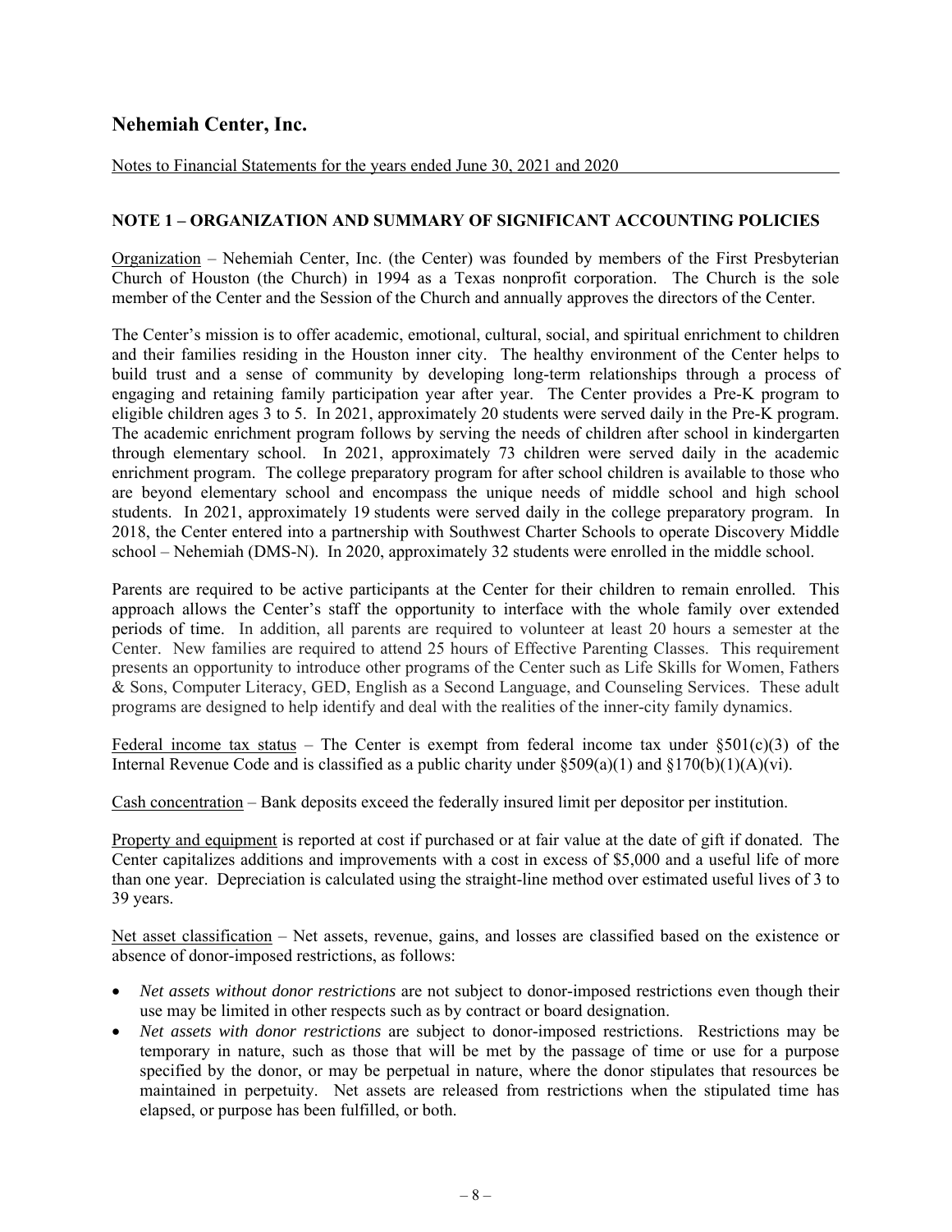# Nehemiah Center, Inc.

Notes to Financial Statements for the years ended June 30, 2021 and 2020

## NOTE 1 – ORGANIZATION AND SUMMARY OF SIGNIFICANT ACCOUNTING POLICIES

Organization – Nehemiah Center, Inc. (the Center) was founded by members of the First Presbyterian Church of Houston (the Church) in 1994 as a Texas nonprofit corporation. The Church is the sole member of the Center and the Session of the Church and annually approves the directors of the Center.

The Center's mission is to offer academic, emotional, cultural, social, and spiritual enrichment to children and their families residing in the Houston inner city. The healthy environment of the Center helps to build trust and a sense of community by developing long-term relationships through a process of engaging and retaining family participation year after year. The Center provides a Pre-K program to eligible children ages 3 to 5. In 2021, approximately 20 students were served daily in the Pre-K program. The academic enrichment program follows by serving the needs of children after school in kindergarten through elementary school. In 2021, approximately 73 children were served daily in the academic enrichment program. The college preparatory program for after school children is available to those who are beyond elementary school and encompass the unique needs of middle school and high school students. In 2021, approximately 19 students were served daily in the college preparatory program. In 2018, the Center entered into a partnership with Southwest Charter Schools to operate Discovery Middle school – Nehemiah (DMS-N). In 2020, approximately 32 students were enrolled in the middle school.

Parents are required to be active participants at the Center for their children to remain enrolled. This approach allows the Center's staff the opportunity to interface with the whole family over extended periods of time. In addition, all parents are required to volunteer at least 20 hours a semester at the Center. New families are required to attend 25 hours of Effective Parenting Classes. This requirement presents an opportunity to introduce other programs of the Center such as Life Skills for Women, Fathers & Sons, Computer Literacy, GED, English as a Second Language, and Counseling Services. These adult programs are designed to help identify and deal with the realities of the inner-city family dynamics.

Federal income tax status – The Center is exempt from federal income tax under §501(c)(3) of the Internal Revenue Code and is classified as a public charity under §509(a)(1) and §170(b)(1)(A)(vi).

Cash concentration – Bank deposits exceed the federally insured limit per depositor per institution.

Property and equipment is reported at cost if purchased or at fair value at the date of gift if donated. The Center capitalizes additions and improvements with a cost in excess of $5,000 and a useful life of more than one year. Depreciation is calculated using the straight-line method over estimated useful lives of 3 to 39 years.

Net asset classification – Net assets, revenue, gains, and losses are classified based on the existence or absence of donor-imposed restrictions, as follows:

- *Net assets without donor restrictions* are not subject to donor-imposed restrictions even though their use may be limited in other respects such as by contract or board designation.
- *Net assets with donor restrictions* are subject to donor-imposed restrictions. Restrictions may be temporary in nature, such as those that will be met by the passage of time or use for a purpose specified by the donor, or may be perpetual in nature, where the donor stipulates that resources be maintained in perpetuity. Net assets are released from restrictions when the stipulated time has elapsed, or purpose has been fulfilled, or both.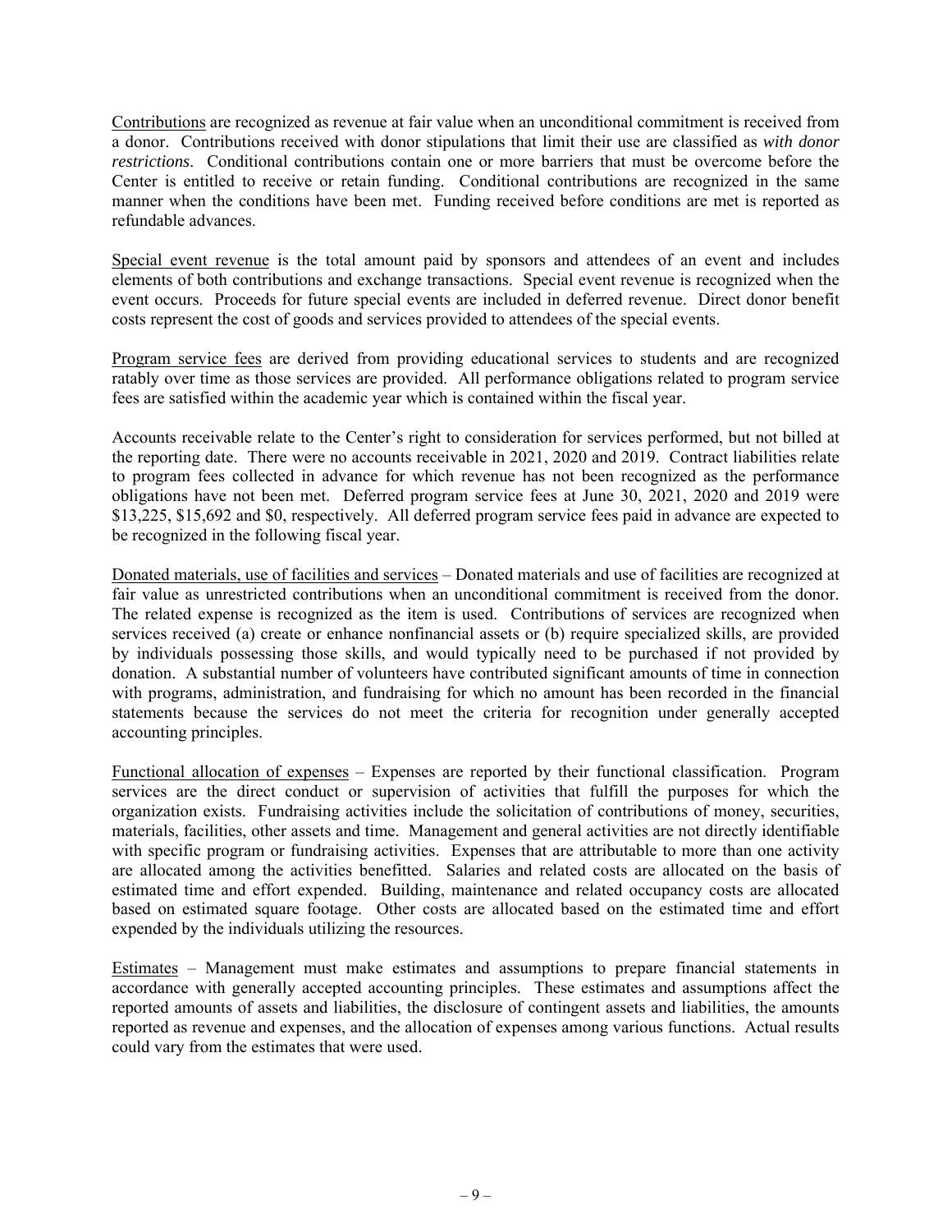<u>Contributions</u> are recognized as revenue at fair value when an unconditional commitment is received from a donor. Contributions received with donor stipulations that limit their use are classified as *with donor restrictions*. Conditional contributions contain one or more barriers that must be overcome before the Center is entitled to receive or retain funding. Conditional contributions are recognized in the same manner when the conditions have been met. Funding received before conditions are met is reported as refundable advances.

<u>Special event revenue</u> is the total amount paid by sponsors and attendees of an event and includes elements of both contributions and exchange transactions. Special event revenue is recognized when the event occurs. Proceeds for future special events are included in deferred revenue. Direct donor benefit costs represent the cost of goods and services provided to attendees of the special events.

<u>Program service fees</u> are derived from providing educational services to students and are recognized ratably over time as those services are provided. All performance obligations related to program service fees are satisfied within the academic year which is contained within the fiscal year.

Accounts receivable relate to the Center's right to consideration for services performed, but not billed at the reporting date. There were no accounts receivable in 2021, 2020 and 2019. Contract liabilities relate to program fees collected in advance for which revenue has not been recognized as the performance obligations have not been met. Deferred program service fees at June 30, 2021, 2020 and 2019 were $13,225, $15,692 and $0, respectively. All deferred program service fees paid in advance are expected to be recognized in the following fiscal year.

<u>Donated materials, use of facilities and services</u> – Donated materials and use of facilities are recognized at fair value as unrestricted contributions when an unconditional commitment is received from the donor. The related expense is recognized as the item is used. Contributions of services are recognized when services received (a) create or enhance nonfinancial assets or (b) require specialized skills, are provided by individuals possessing those skills, and would typically need to be purchased if not provided by donation. A substantial number of volunteers have contributed significant amounts of time in connection with programs, administration, and fundraising for which no amount has been recorded in the financial statements because the services do not meet the criteria for recognition under generally accepted accounting principles.

<u>Functional allocation of expenses</u> – Expenses are reported by their functional classification. Program services are the direct conduct or supervision of activities that fulfill the purposes for which the organization exists. Fundraising activities include the solicitation of contributions of money, securities, materials, facilities, other assets and time. Management and general activities are not directly identifiable with specific program or fundraising activities. Expenses that are attributable to more than one activity are allocated among the activities benefitted. Salaries and related costs are allocated on the basis of estimated time and effort expended. Building, maintenance and related occupancy costs are allocated based on estimated square footage. Other costs are allocated based on the estimated time and effort expended by the individuals utilizing the resources.

<u>Estimates</u> – Management must make estimates and assumptions to prepare financial statements in accordance with generally accepted accounting principles. These estimates and assumptions affect the reported amounts of assets and liabilities, the disclosure of contingent assets and liabilities, the amounts reported as revenue and expenses, and the allocation of expenses among various functions. Actual results could vary from the estimates that were used.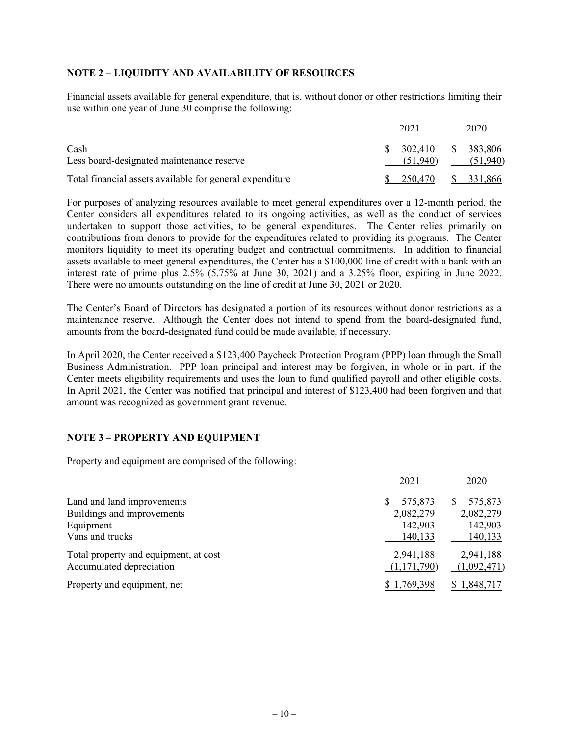## NOTE 2 – LIQUIDITY AND AVAILABILITY OF RESOURCES

Financial assets available for general expenditure, that is, without donor or other restrictions limiting their use within one year of June 30 comprise the following:

| | 2021 | 2020 |
|---|---|---|
| Cash | $ 302,410 | $ 383,806 |
| Less board-designated maintenance reserve | (51,940) | (51,940) |
| Total financial assets available for general expenditure | $ 250,470 | $ 331,866 |

For purposes of analyzing resources available to meet general expenditures over a 12-month period, the Center considers all expenditures related to its ongoing activities, as well as the conduct of services undertaken to support those activities, to be general expenditures. The Center relies primarily on contributions from donors to provide for the expenditures related to providing its programs. The Center monitors liquidity to meet its operating budget and contractual commitments. In addition to financial assets available to meet general expenditures, the Center has a $100,000 line of credit with a bank with an interest rate of prime plus 2.5% (5.75% at June 30, 2021) and a 3.25% floor, expiring in June 2022. There were no amounts outstanding on the line of credit at June 30, 2021 or 2020.

The Center's Board of Directors has designated a portion of its resources without donor restrictions as a maintenance reserve. Although the Center does not intend to spend from the board-designated fund, amounts from the board-designated fund could be made available, if necessary.

In April 2020, the Center received a $123,400 Paycheck Protection Program (PPP) loan through the Small Business Administration. PPP loan principal and interest may be forgiven, in whole or in part, if the Center meets eligibility requirements and uses the loan to fund qualified payroll and other eligible costs. In April 2021, the Center was notified that principal and interest of $123,400 had been forgiven and that amount was recognized as government grant revenue.

## NOTE 3 – PROPERTY AND EQUIPMENT

Property and equipment are comprised of the following:

| | 2021 | 2020 |
|---|---|---|
| Land and land improvements | $ 575,873 | $ 575,873 |
| Buildings and improvements | 2,082,279 | 2,082,279 |
| Equipment | 142,903 | 142,903 |
| Vans and trucks | 140,133 | 140,133 |
| Total property and equipment, at cost | 2,941,188 | 2,941,188 |
| Accumulated depreciation | (1,171,790) | (1,092,471) |
| Property and equipment, net | $ 1,769,398 | $ 1,848,717 |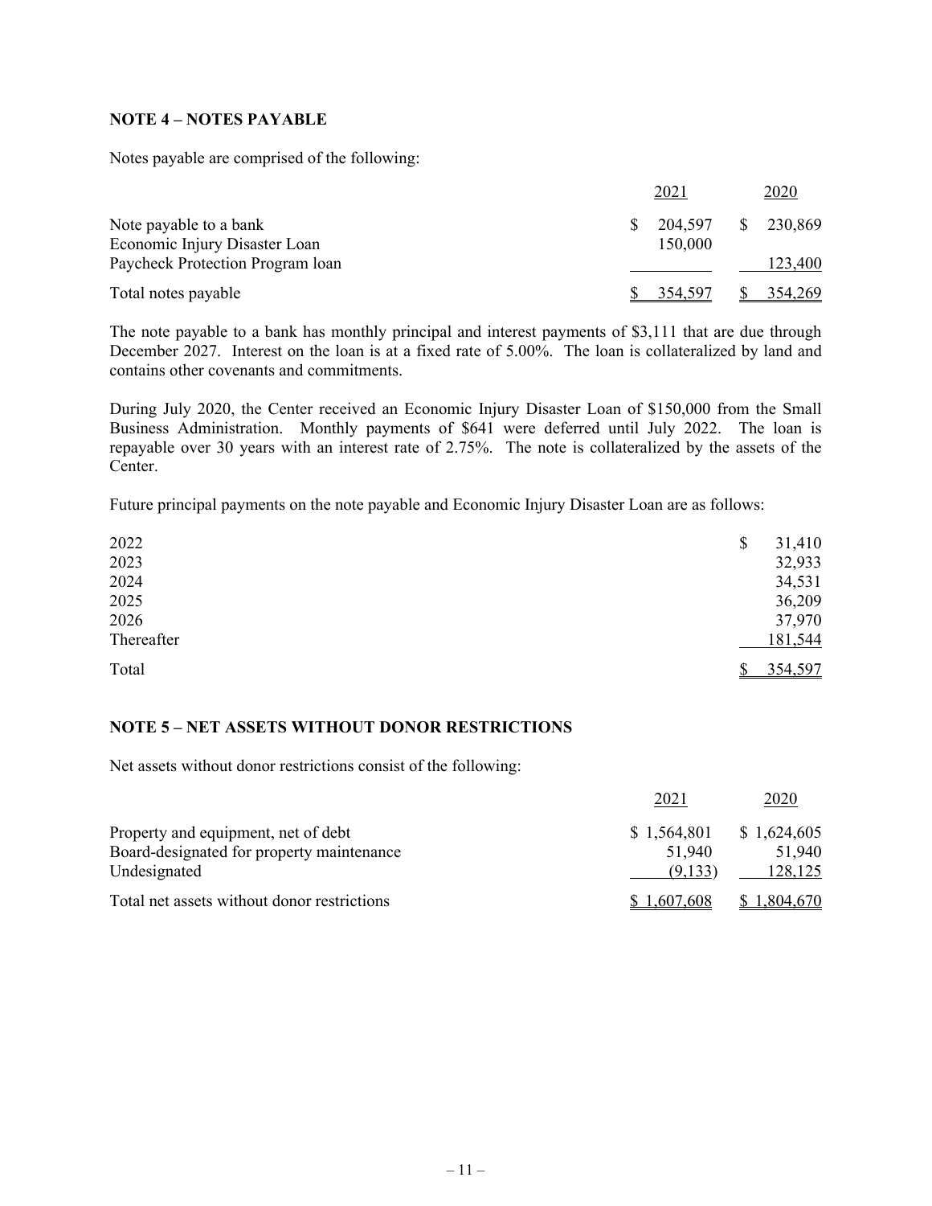## NOTE 4 – NOTES PAYABLE

Notes payable are comprised of the following:

| | 2021 | 2020 |
|---|---|---|
| Note payable to a bank | $ 204,597 | $ 230,869 |
| Economic Injury Disaster Loan | 150,000 | |
| Paycheck Protection Program loan | | 123,400 |
| Total notes payable | $ 354,597 | $ 354,269 |

The note payable to a bank has monthly principal and interest payments of $3,111 that are due through December 2027. Interest on the loan is at a fixed rate of 5.00%. The loan is collateralized by land and contains other covenants and commitments.

During July 2020, the Center received an Economic Injury Disaster Loan of $150,000 from the Small Business Administration. Monthly payments of $641 were deferred until July 2022. The loan is repayable over 30 years with an interest rate of 2.75%. The note is collateralized by the assets of the Center.

Future principal payments on the note payable and Economic Injury Disaster Loan are as follows:

| | |
|---|---|
| 2022 | $ 31,410 |
| 2023 | 32,933 |
| 2024 | 34,531 |
| 2025 | 36,209 |
| 2026 | 37,970 |
| Thereafter | 181,544 |
| Total | $ 354,597 |

## NOTE 5 – NET ASSETS WITHOUT DONOR RESTRICTIONS

Net assets without donor restrictions consist of the following:

| | 2021 | 2020 |
|---|---|---|
| Property and equipment, net of debt | $ 1,564,801 | $ 1,624,605 |
| Board-designated for property maintenance | 51,940 | 51,940 |
| Undesignated | (9,133) | 128,125 |
| Total net assets without donor restrictions | $ 1,607,608 | $ 1,804,670 |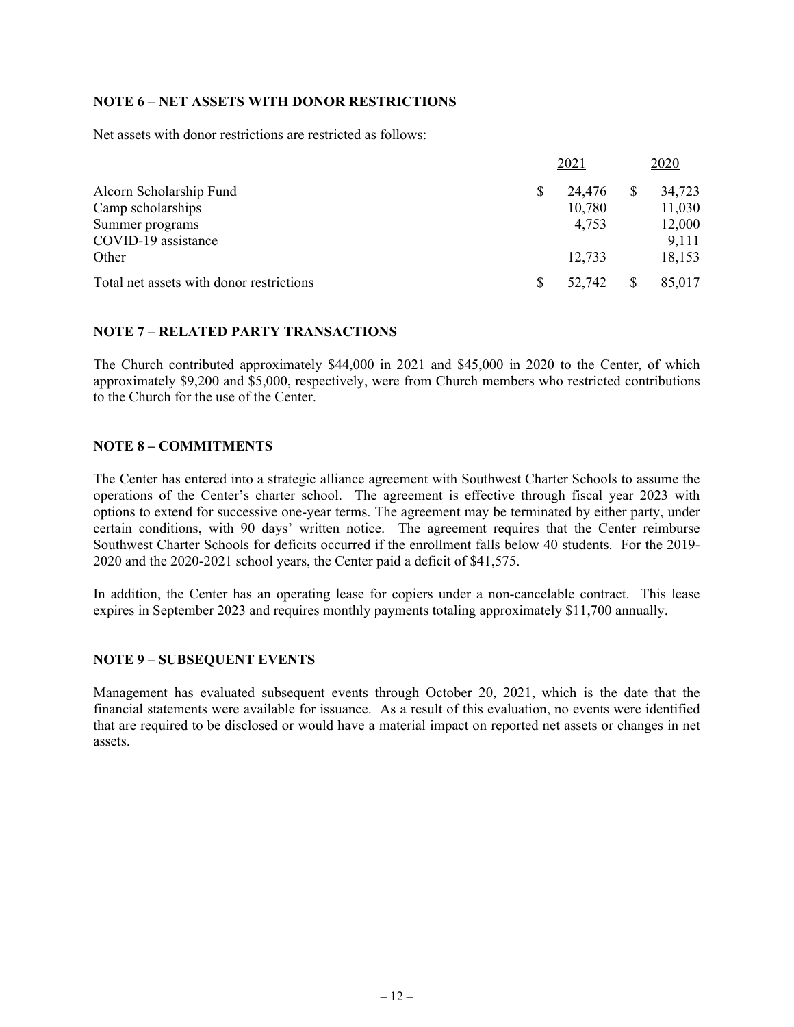## NOTE 6 – NET ASSETS WITH DONOR RESTRICTIONS

Net assets with donor restrictions are restricted as follows:

| | 2021 | 2020 |
|---|---|---|
| Alcorn Scholarship Fund | $ 24,476 | $ 34,723 |
| Camp scholarships | 10,780 | 11,030 |
| Summer programs | 4,753 | 12,000 |
| COVID-19 assistance | | 9,111 |
| Other | 12,733 | 18,153 |
| Total net assets with donor restrictions | $ 52,742 | $ 85,017 |

## NOTE 7 – RELATED PARTY TRANSACTIONS

The Church contributed approximately $44,000 in 2021 and $45,000 in 2020 to the Center, of which approximately $9,200 and $5,000, respectively, were from Church members who restricted contributions to the Church for the use of the Center.

## NOTE 8 – COMMITMENTS

The Center has entered into a strategic alliance agreement with Southwest Charter Schools to assume the operations of the Center's charter school. The agreement is effective through fiscal year 2023 with options to extend for successive one-year terms. The agreement may be terminated by either party, under certain conditions, with 90 days' written notice. The agreement requires that the Center reimburse Southwest Charter Schools for deficits occurred if the enrollment falls below 40 students. For the 2019-2020 and the 2020-2021 school years, the Center paid a deficit of $41,575.

In addition, the Center has an operating lease for copiers under a non-cancelable contract. This lease expires in September 2023 and requires monthly payments totaling approximately $11,700 annually.

## NOTE 9 – SUBSEQUENT EVENTS

Management has evaluated subsequent events through October 20, 2021, which is the date that the financial statements were available for issuance. As a result of this evaluation, no events were identified that are required to be disclosed or would have a material impact on reported net assets or changes in net assets.